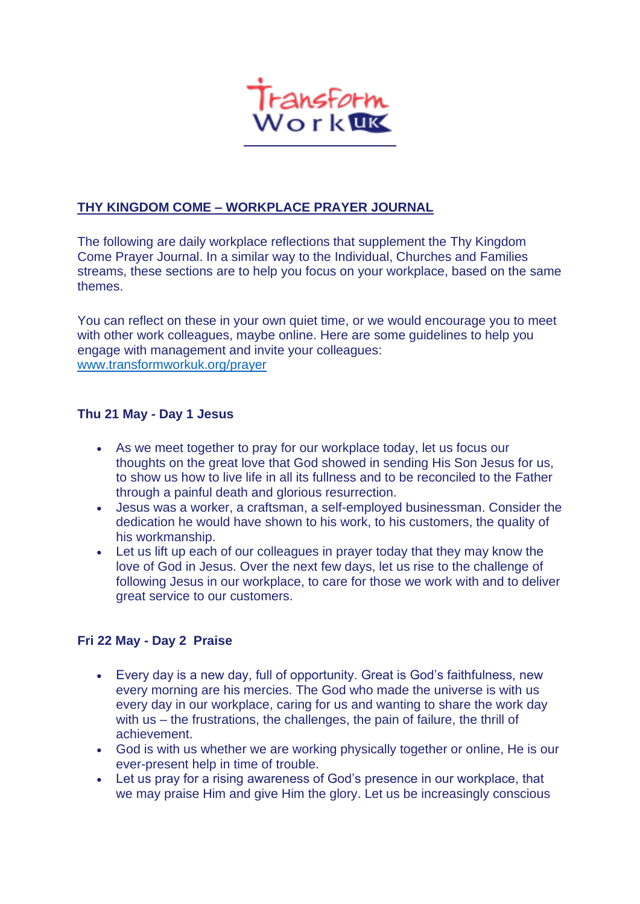Transform Work UK

## THY KINGDOM COME – WORKPLACE PRAYER JOURNAL

The following are daily workplace reflections that supplement the Thy Kingdom Come Prayer Journal. In a similar way to the Individual, Churches and Families streams, these sections are to help you focus on your workplace, based on the same themes.

You can reflect on these in your own quiet time, or we would encourage you to meet with other work colleagues, maybe online. Here are some guidelines to help you engage with management and invite your colleagues: [www.transformworkuk.org/prayer](www.transformworkuk.org/prayer)

### Thu 21 May - Day 1 Jesus

- As we meet together to pray for our workplace today, let us focus our thoughts on the great love that God showed in sending His Son Jesus for us, to show us how to live life in all its fullness and to be reconciled to the Father through a painful death and glorious resurrection.
- Jesus was a worker, a craftsman, a self-employed businessman. Consider the dedication he would have shown to his work, to his customers, the quality of his workmanship.
- Let us lift up each of our colleagues in prayer today that they may know the love of God in Jesus. Over the next few days, let us rise to the challenge of following Jesus in our workplace, to care for those we work with and to deliver great service to our customers.

### Fri 22 May - Day 2 Praise

- Every day is a new day, full of opportunity. Great is God's faithfulness, new every morning are his mercies. The God who made the universe is with us every day in our workplace, caring for us and wanting to share the work day with us – the frustrations, the challenges, the pain of failure, the thrill of achievement.
- God is with us whether we are working physically together or online, He is our ever-present help in time of trouble.
- Let us pray for a rising awareness of God's presence in our workplace, that we may praise Him and give Him the glory. Let us be increasingly conscious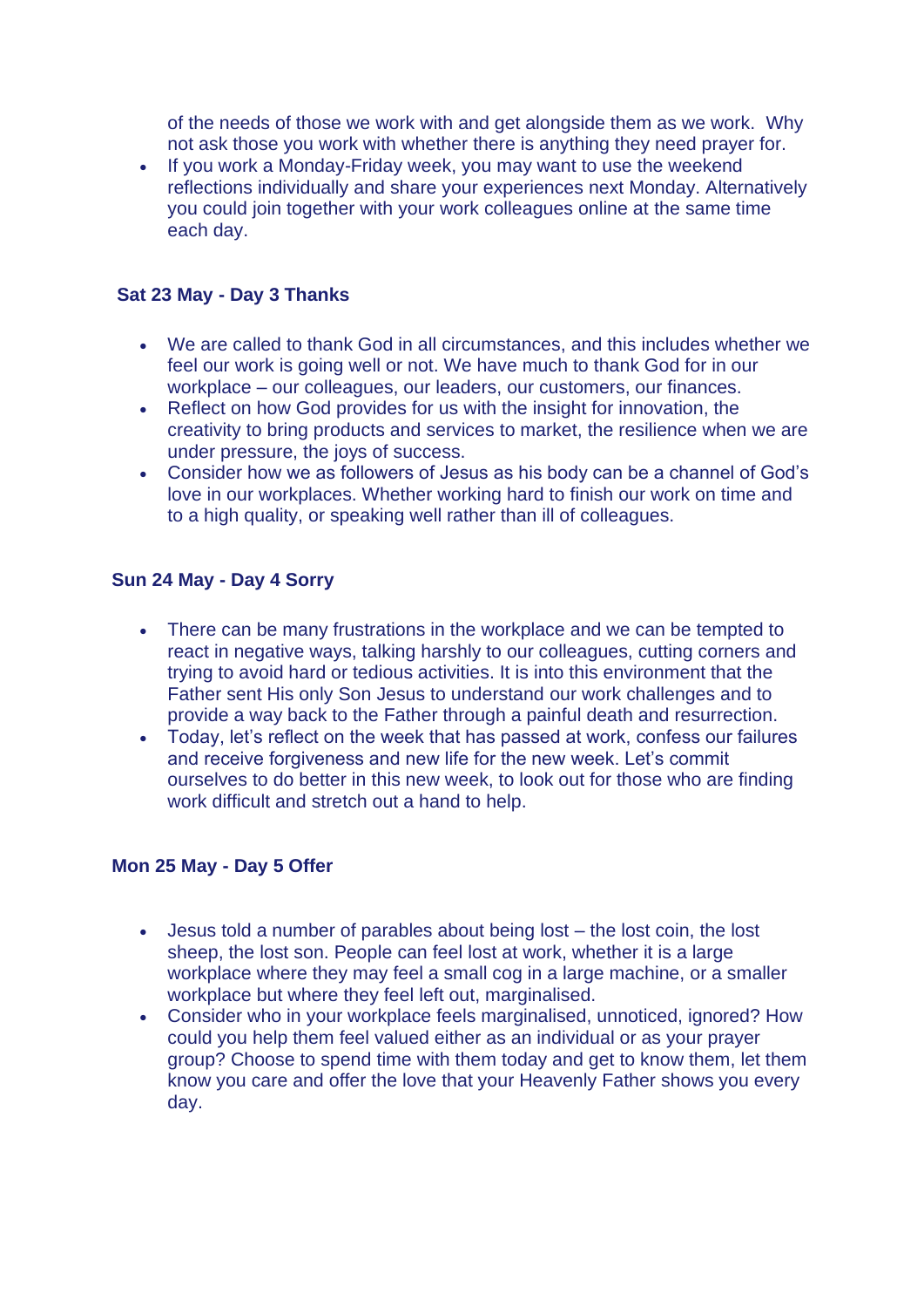of the needs of those we work with and get alongside them as we work. Why not ask those you work with whether there is anything they need prayer for.

- If you work a Monday-Friday week, you may want to use the weekend reflections individually and share your experiences next Monday. Alternatively you could join together with your work colleagues online at the same time each day.

### Sat 23 May - Day 3 Thanks

- We are called to thank God in all circumstances, and this includes whether we feel our work is going well or not. We have much to thank God for in our workplace – our colleagues, our leaders, our customers, our finances.
- Reflect on how God provides for us with the insight for innovation, the creativity to bring products and services to market, the resilience when we are under pressure, the joys of success.
- Consider how we as followers of Jesus as his body can be a channel of God's love in our workplaces. Whether working hard to finish our work on time and to a high quality, or speaking well rather than ill of colleagues.

### Sun 24 May - Day 4 Sorry

- There can be many frustrations in the workplace and we can be tempted to react in negative ways, talking harshly to our colleagues, cutting corners and trying to avoid hard or tedious activities. It is into this environment that the Father sent His only Son Jesus to understand our work challenges and to provide a way back to the Father through a painful death and resurrection.
- Today, let's reflect on the week that has passed at work, confess our failures and receive forgiveness and new life for the new week. Let's commit ourselves to do better in this new week, to look out for those who are finding work difficult and stretch out a hand to help.

### Mon 25 May - Day 5 Offer

- Jesus told a number of parables about being lost – the lost coin, the lost sheep, the lost son. People can feel lost at work, whether it is a large workplace where they may feel a small cog in a large machine, or a smaller workplace but where they feel left out, marginalised.
- Consider who in your workplace feels marginalised, unnoticed, ignored? How could you help them feel valued either as an individual or as your prayer group? Choose to spend time with them today and get to know them, let them know you care and offer the love that your Heavenly Father shows you every day.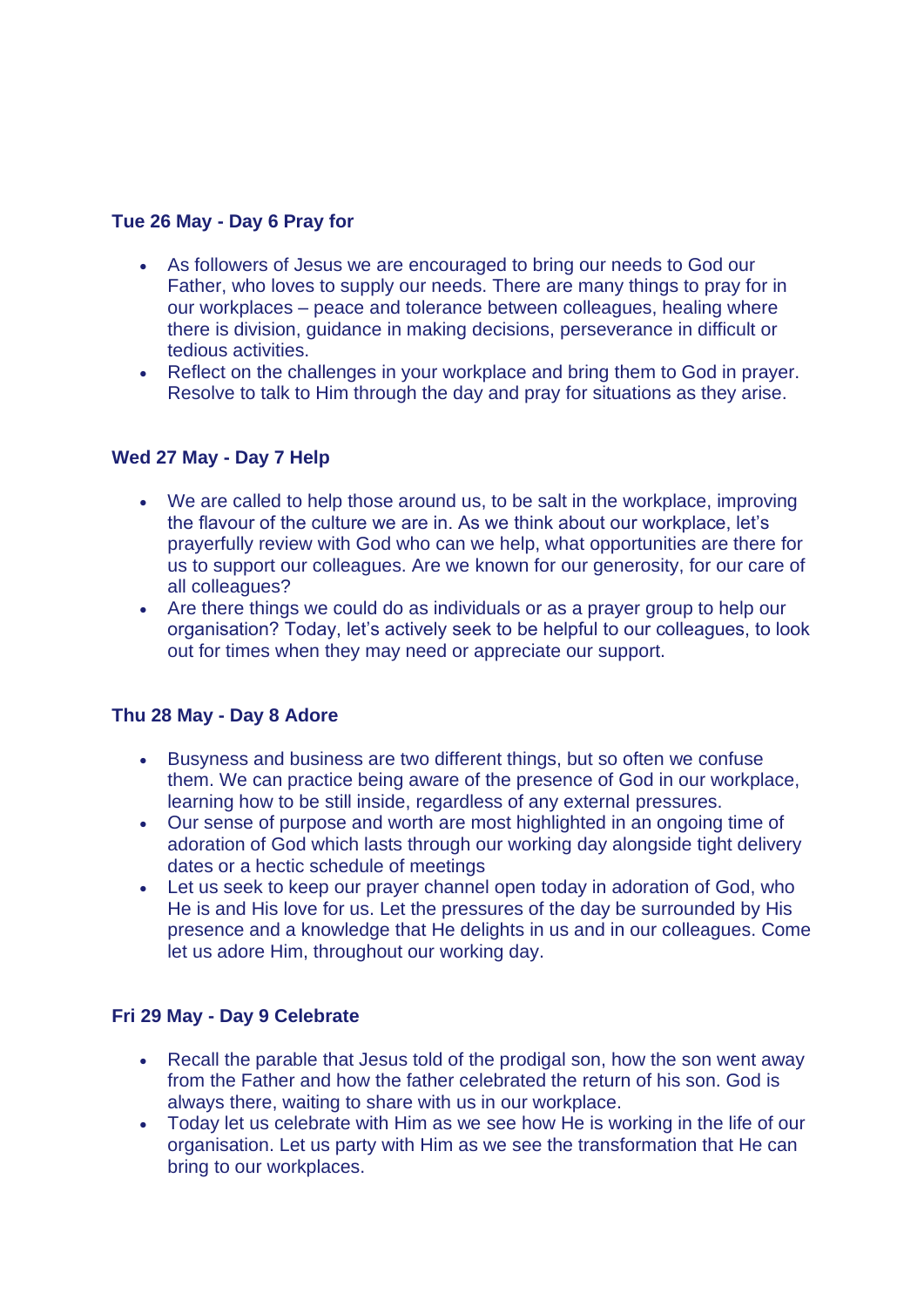### Tue 26 May - Day 6 Pray for

- As followers of Jesus we are encouraged to bring our needs to God our Father, who loves to supply our needs. There are many things to pray for in our workplaces – peace and tolerance between colleagues, healing where there is division, guidance in making decisions, perseverance in difficult or tedious activities.
- Reflect on the challenges in your workplace and bring them to God in prayer. Resolve to talk to Him through the day and pray for situations as they arise.

### Wed 27 May - Day 7 Help

- We are called to help those around us, to be salt in the workplace, improving the flavour of the culture we are in. As we think about our workplace, let's prayerfully review with God who can we help, what opportunities are there for us to support our colleagues. Are we known for our generosity, for our care of all colleagues?
- Are there things we could do as individuals or as a prayer group to help our organisation? Today, let's actively seek to be helpful to our colleagues, to look out for times when they may need or appreciate our support.

### Thu 28 May - Day 8 Adore

- Busyness and business are two different things, but so often we confuse them. We can practice being aware of the presence of God in our workplace, learning how to be still inside, regardless of any external pressures.
- Our sense of purpose and worth are most highlighted in an ongoing time of adoration of God which lasts through our working day alongside tight delivery dates or a hectic schedule of meetings
- Let us seek to keep our prayer channel open today in adoration of God, who He is and His love for us. Let the pressures of the day be surrounded by His presence and a knowledge that He delights in us and in our colleagues. Come let us adore Him, throughout our working day.

### Fri 29 May - Day 9 Celebrate

- Recall the parable that Jesus told of the prodigal son, how the son went away from the Father and how the father celebrated the return of his son. God is always there, waiting to share with us in our workplace.
- Today let us celebrate with Him as we see how He is working in the life of our organisation. Let us party with Him as we see the transformation that He can bring to our workplaces.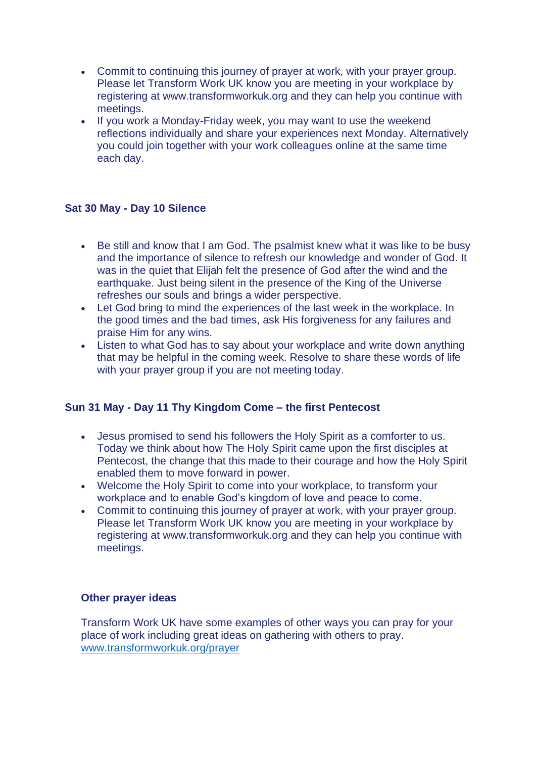- Commit to continuing this journey of prayer at work, with your prayer group. Please let Transform Work UK know you are meeting in your workplace by registering at www.transformworkuk.org and they can help you continue with meetings.
- If you work a Monday-Friday week, you may want to use the weekend reflections individually and share your experiences next Monday. Alternatively you could join together with your work colleagues online at the same time each day.

### Sat 30 May - Day 10 Silence

- Be still and know that I am God. The psalmist knew what it was like to be busy and the importance of silence to refresh our knowledge and wonder of God. It was in the quiet that Elijah felt the presence of God after the wind and the earthquake. Just being silent in the presence of the King of the Universe refreshes our souls and brings a wider perspective.
- Let God bring to mind the experiences of the last week in the workplace. In the good times and the bad times, ask His forgiveness for any failures and praise Him for any wins.
- Listen to what God has to say about your workplace and write down anything that may be helpful in the coming week. Resolve to share these words of life with your prayer group if you are not meeting today.

### Sun 31 May - Day 11 Thy Kingdom Come – the first Pentecost

- Jesus promised to send his followers the Holy Spirit as a comforter to us. Today we think about how The Holy Spirit came upon the first disciples at Pentecost, the change that this made to their courage and how the Holy Spirit enabled them to move forward in power.
- Welcome the Holy Spirit to come into your workplace, to transform your workplace and to enable God's kingdom of love and peace to come.
- Commit to continuing this journey of prayer at work, with your prayer group. Please let Transform Work UK know you are meeting in your workplace by registering at www.transformworkuk.org and they can help you continue with meetings.

### Other prayer ideas

Transform Work UK have some examples of other ways you can pray for your place of work including great ideas on gathering with others to pray. [www.transformworkuk.org/prayer](http://www.transformworkuk.org/prayer)